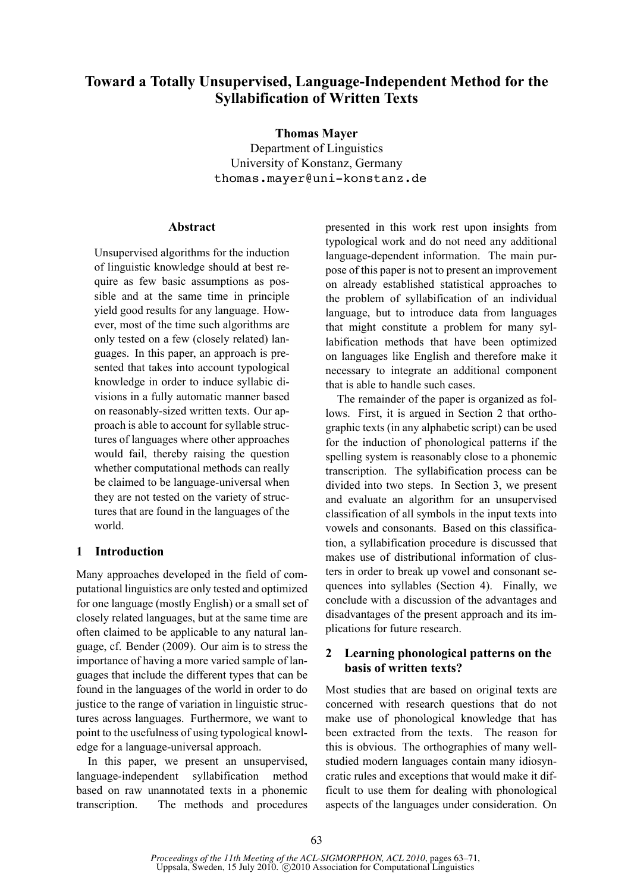# Toward a Totally Unsupervised, Language-Independent Method for the Syllabification of Written Texts

**Thomas Mayer**
Department of Linguistics
University of Konstanz, Germany
thomas.mayer@uni-konstanz.de

## Abstract

Unsupervised algorithms for the induction of linguistic knowledge should at best require as few basic assumptions as possible and at the same time in principle yield good results for any language. However, most of the time such algorithms are only tested on a few (closely related) languages. In this paper, an approach is presented that takes into account typological knowledge in order to induce syllabic divisions in a fully automatic manner based on reasonably-sized written texts. Our approach is able to account for syllable structures of languages where other approaches would fail, thereby raising the question whether computational methods can really be claimed to be language-universal when they are not tested on the variety of structures that are found in the languages of the world.

## 1 Introduction

Many approaches developed in the field of computational linguistics are only tested and optimized for one language (mostly English) or a small set of closely related languages, but at the same time are often claimed to be applicable to any natural language, cf. Bender (2009). Our aim is to stress the importance of having a more varied sample of languages that include the different types that can be found in the languages of the world in order to do justice to the range of variation in linguistic structures across languages. Furthermore, we want to point to the usefulness of using typological knowledge for a language-universal approach.

In this paper, we present an unsupervised, language-independent syllabification method based on raw unannotated texts in a phonemic transcription. The methods and procedures presented in this work rest upon insights from typological work and do not need any additional language-dependent information. The main purpose of this paper is not to present an improvement on already established statistical approaches to the problem of syllabification of an individual language, but to introduce data from languages that might constitute a problem for many syllabification methods that have been optimized on languages like English and therefore make it necessary to integrate an additional component that is able to handle such cases.

The remainder of the paper is organized as follows. First, it is argued in Section 2 that orthographic texts (in any alphabetic script) can be used for the induction of phonological patterns if the spelling system is reasonably close to a phonemic transcription. The syllabification process can be divided into two steps. In Section 3, we present and evaluate an algorithm for an unsupervised classification of all symbols in the input texts into vowels and consonants. Based on this classification, a syllabification procedure is discussed that makes use of distributional information of clusters in order to break up vowel and consonant sequences into syllables (Section 4). Finally, we conclude with a discussion of the advantages and disadvantages of the present approach and its implications for future research.

## 2 Learning phonological patterns on the basis of written texts?

Most studies that are based on original texts are concerned with research questions that do not make use of phonological knowledge that has been extracted from the texts. The reason for this is obvious. The orthographies of many well-studied modern languages contain many idiosyncratic rules and exceptions that would make it difficult to use them for dealing with phonological aspects of the languages under consideration. On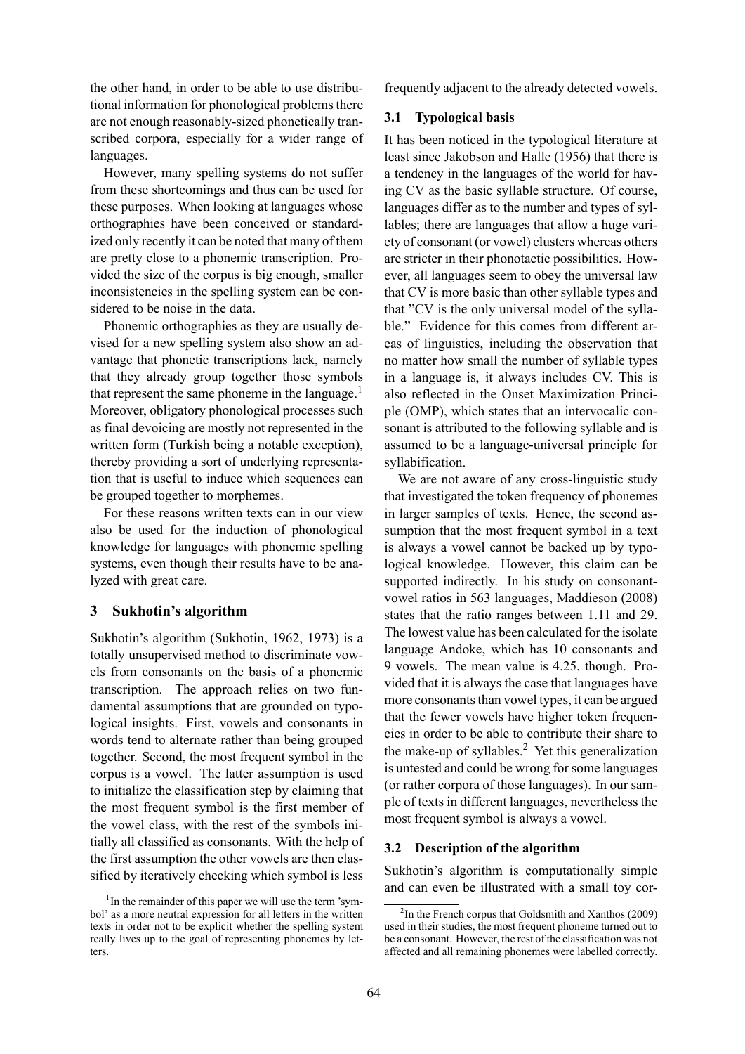the other hand, in order to be able to use distributional information for phonological problems there are not enough reasonably-sized phonetically transcribed corpora, especially for a wider range of languages.

However, many spelling systems do not suffer from these shortcomings and thus can be used for these purposes. When looking at languages whose orthographies have been conceived or standardized only recently it can be noted that many of them are pretty close to a phonemic transcription. Provided the size of the corpus is big enough, smaller inconsistencies in the spelling system can be considered to be noise in the data.

Phonemic orthographies as they are usually devised for a new spelling system also show an advantage that phonetic transcriptions lack, namely that they already group together those symbols that represent the same phoneme in the language.[1] Moreover, obligatory phonological processes such as final devoicing are mostly not represented in the written form (Turkish being a notable exception), thereby providing a sort of underlying representation that is useful to induce which sequences can be grouped together to morphemes.

For these reasons written texts can in our view also be used for the induction of phonological knowledge for languages with phonemic spelling systems, even though their results have to be analyzed with great care.

## 3 Sukhotin's algorithm

Sukhotin's algorithm (Sukhotin, 1962, 1973) is a totally unsupervised method to discriminate vowels from consonants on the basis of a phonemic transcription. The approach relies on two fundamental assumptions that are grounded on typological insights. First, vowels and consonants in words tend to alternate rather than being grouped together. Second, the most frequent symbol in the corpus is a vowel. The latter assumption is used to initialize the classification step by claiming that the most frequent symbol is the first member of the vowel class, with the rest of the symbols initially all classified as consonants. With the help of the first assumption the other vowels are then classified by iteratively checking which symbol is less frequently adjacent to the already detected vowels.

### 3.1 Typological basis

It has been noticed in the typological literature at least since Jakobson and Halle (1956) that there is a tendency in the languages of the world for having CV as the basic syllable structure. Of course, languages differ as to the number and types of syllables; there are languages that allow a huge variety of consonant (or vowel) clusters whereas others are stricter in their phonotactic possibilities. However, all languages seem to obey the universal law that CV is more basic than other syllable types and that "CV is the only universal model of the syllable." Evidence for this comes from different areas of linguistics, including the observation that no matter how small the number of syllable types in a language is, it always includes CV. This is also reflected in the Onset Maximization Principle (OMP), which states that an intervocalic consonant is attributed to the following syllable and is assumed to be a language-universal principle for syllabification.

We are not aware of any cross-linguistic study that investigated the token frequency of phonemes in larger samples of texts. Hence, the second assumption that the most frequent symbol in a text is always a vowel cannot be backed up by typological knowledge. However, this claim can be supported indirectly. In his study on consonant-vowel ratios in 563 languages, Maddieson (2008) states that the ratio ranges between 1.11 and 29. The lowest value has been calculated for the isolate language Andoke, which has 10 consonants and 9 vowels. The mean value is 4.25, though. Provided that it is always the case that languages have more consonants than vowel types, it can be argued that the fewer vowels have higher token frequencies in order to be able to contribute their share to the make-up of syllables.[2] Yet this generalization is untested and could be wrong for some languages (or rather corpora of those languages). In our sample of texts in different languages, nevertheless the most frequent symbol is always a vowel.

### 3.2 Description of the algorithm

Sukhotin's algorithm is computationally simple and can even be illustrated with a small toy cor-

[1] In the remainder of this paper we will use the term 'symbol' as a more neutral expression for all letters in the written texts in order not to be explicit whether the spelling system really lives up to the goal of representing phonemes by letters.

[2] In the French corpus that Goldsmith and Xanthos (2009) used in their studies, the most frequent phoneme turned out to be a consonant. However, the rest of the classification was not affected and all remaining phonemes were labelled correctly.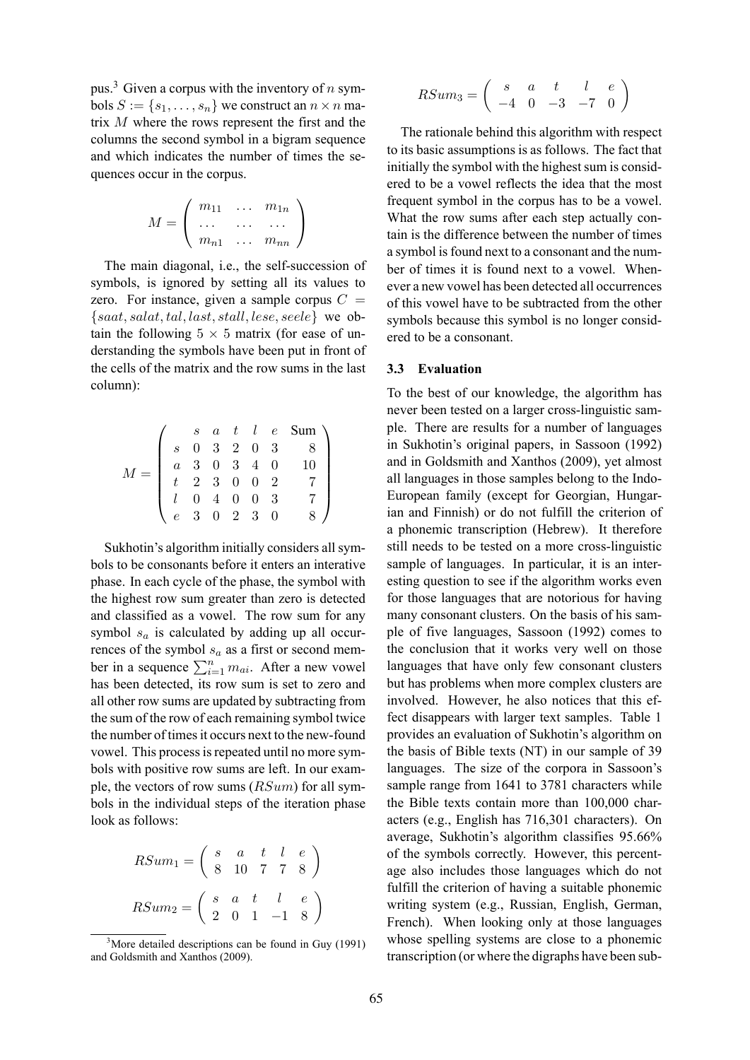pus.[3] Given a corpus with the inventory of $n$ symbols $S := \{s_1, \ldots, s_n\}$ we construct an $n \times n$ matrix $M$ where the rows represent the first and the columns the second symbol in a bigram sequence and which indicates the number of times the sequences occur in the corpus.

$$M = \begin{pmatrix} m_{11} & \ldots & m_{1n} \\ \ldots & \ldots & \ldots \\ m_{n1} & \ldots & m_{nn} \end{pmatrix}$$

The main diagonal, i.e., the self-succession of symbols, is ignored by setting all its values to zero. For instance, given a sample corpus $C = \{saat, salat, tal, last, stall, lese, seele\}$ we obtain the following $5 \times 5$ matrix (for ease of understanding the symbols have been put in front of the cells of the matrix and the row sums in the last column):

$$M = \begin{pmatrix} & s & a & t & l & e & \text{Sum} \\ s & 0 & 3 & 2 & 0 & 3 & 8 \\ a & 3 & 0 & 3 & 4 & 0 & 10 \\ t & 2 & 3 & 0 & 0 & 2 & 7 \\ l & 0 & 4 & 0 & 0 & 3 & 7 \\ e & 3 & 0 & 2 & 3 & 0 & 8 \end{pmatrix}$$

Sukhotin's algorithm initially considers all symbols to be consonants before it enters an interative phase. In each cycle of the phase, the symbol with the highest row sum greater than zero is detected and classified as a vowel. The row sum for any symbol $s_a$ is calculated by adding up all occurrences of the symbol $s_a$ as a first or second member in a sequence $\sum_{i=1}^{n} m_{ai}$. After a new vowel has been detected, its row sum is set to zero and all other row sums are updated by subtracting from the sum of the row of each remaining symbol twice the number of times it occurs next to the new-found vowel. This process is repeated until no more symbols with positive row sums are left. In our example, the vectors of row sums ($RSum$) for all symbols in the individual steps of the iteration phase look as follows:

$$RSum_1 = \begin{pmatrix} s & a & t & l & e \\ 8 & 10 & 7 & 7 & 8 \end{pmatrix}$$

$$RSum_2 = \begin{pmatrix} s & a & t & l & e \\ 2 & 0 & 1 & -1 & 8 \end{pmatrix}$$

$$RSum_3 = \begin{pmatrix} s & a & t & l & e \\ -4 & 0 & -3 & -7 & 0 \end{pmatrix}$$

The rationale behind this algorithm with respect to its basic assumptions is as follows. The fact that initially the symbol with the highest sum is considered to be a vowel reflects the idea that the most frequent symbol in the corpus has to be a vowel. What the row sums after each step actually contain is the difference between the number of times a symbol is found next to a consonant and the number of times it is found next to a vowel. Whenever a new vowel has been detected all occurrences of this vowel have to be subtracted from the other symbols because this symbol is no longer considered to be a consonant.

### 3.3 Evaluation

To the best of our knowledge, the algorithm has never been tested on a larger cross-linguistic sample. There are results for a number of languages in Sukhotin's original papers, in Sassoon (1992) and in Goldsmith and Xanthos (2009), yet almost all languages in those samples belong to the Indo-European family (except for Georgian, Hungarian and Finnish) or do not fulfill the criterion of a phonemic transcription (Hebrew). It therefore still needs to be tested on a more cross-linguistic sample of languages. In particular, it is an interesting question to see if the algorithm works even for those languages that are notorious for having many consonant clusters. On the basis of his sample of five languages, Sassoon (1992) comes to the conclusion that it works very well on those languages that have only few consonant clusters but has problems when more complex clusters are involved. However, he also notices that this effect disappears with larger text samples. Table 1 provides an evaluation of Sukhotin's algorithm on the basis of Bible texts (NT) in our sample of 39 languages. The size of the corpora in Sassoon's sample range from 1641 to 3781 characters while the Bible texts contain more than 100,000 characters (e.g., English has 716,301 characters). On average, Sukhotin's algorithm classifies 95.66% of the symbols correctly. However, this percentage also includes those languages which do not fulfill the criterion of having a suitable phonemic writing system (e.g., Russian, English, German, French). When looking only at those languages whose spelling systems are close to a phonemic transcription (or where the digraphs have been sub-

[3] More detailed descriptions can be found in Guy (1991) and Goldsmith and Xanthos (2009).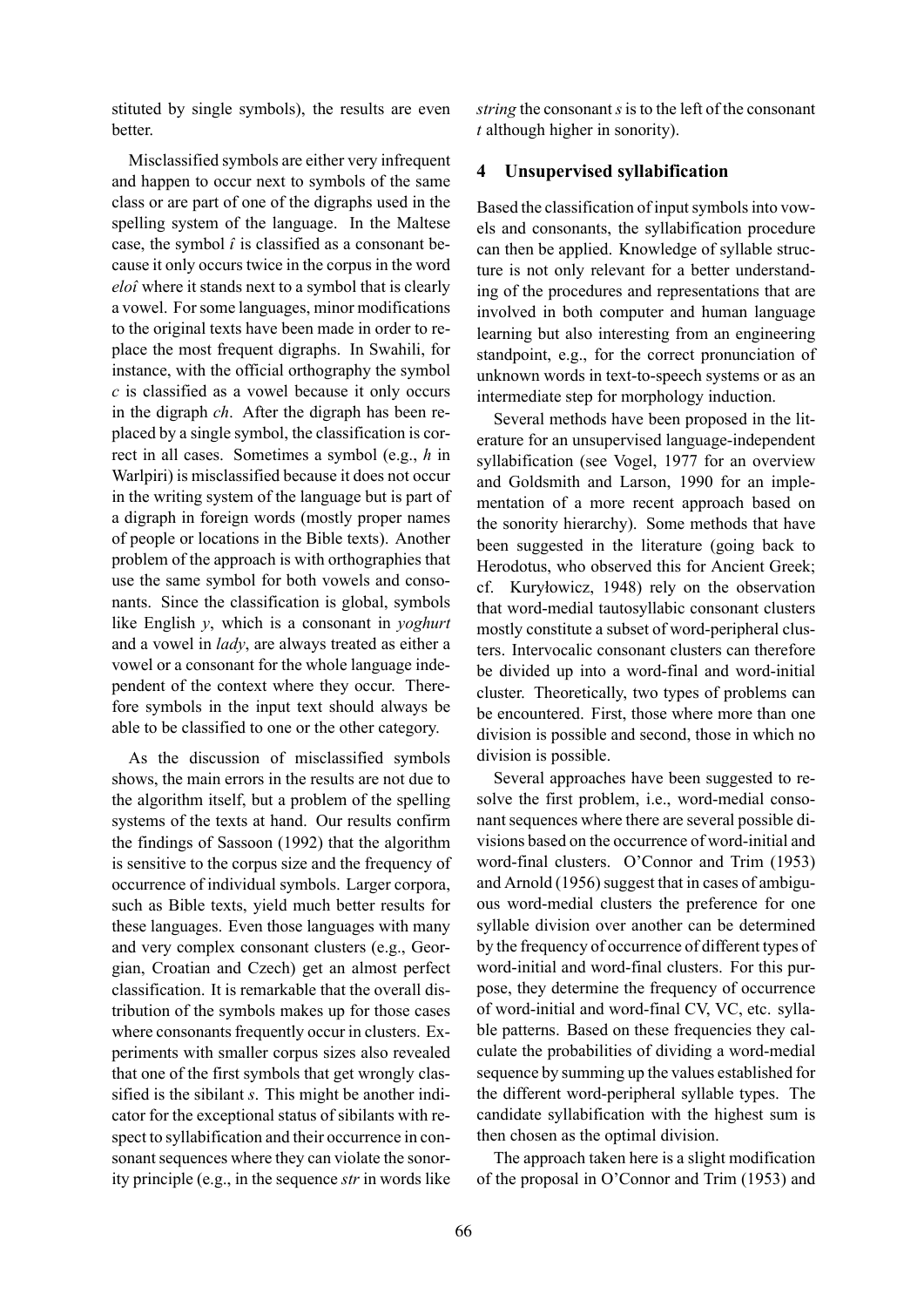stituted by single symbols), the results are even better.

Misclassified symbols are either very infrequent and happen to occur next to symbols of the same class or are part of one of the digraphs used in the spelling system of the language. In the Maltese case, the symbol *î* is classified as a consonant because it only occurs twice in the corpus in the word *eloî* where it stands next to a symbol that is clearly a vowel. For some languages, minor modifications to the original texts have been made in order to replace the most frequent digraphs. In Swahili, for instance, with the official orthography the symbol *c* is classified as a vowel because it only occurs in the digraph *ch*. After the digraph has been replaced by a single symbol, the classification is correct in all cases. Sometimes a symbol (e.g., *h* in Warlpiri) is misclassified because it does not occur in the writing system of the language but is part of a digraph in foreign words (mostly proper names of people or locations in the Bible texts). Another problem of the approach is with orthographies that use the same symbol for both vowels and consonants. Since the classification is global, symbols like English *y*, which is a consonant in *yoghurt* and a vowel in *lady*, are always treated as either a vowel or a consonant for the whole language independent of the context where they occur. Therefore symbols in the input text should always be able to be classified to one or the other category.

As the discussion of misclassified symbols shows, the main errors in the results are not due to the algorithm itself, but a problem of the spelling systems of the texts at hand. Our results confirm the findings of Sassoon (1992) that the algorithm is sensitive to the corpus size and the frequency of occurrence of individual symbols. Larger corpora, such as Bible texts, yield much better results for these languages. Even those languages with many and very complex consonant clusters (e.g., Georgian, Croatian and Czech) get an almost perfect classification. It is remarkable that the overall distribution of the symbols makes up for those cases where consonants frequently occur in clusters. Experiments with smaller corpus sizes also revealed that one of the first symbols that get wrongly classified is the sibilant *s*. This might be another indicator for the exceptional status of sibilants with respect to syllabification and their occurrence in consonant sequences where they can violate the sonority principle (e.g., in the sequence *str* in words like *string* the consonant *s* is to the left of the consonant *t* although higher in sonority).

## 4 Unsupervised syllabification

Based the classification of input symbols into vowels and consonants, the syllabification procedure can then be applied. Knowledge of syllable structure is not only relevant for a better understanding of the procedures and representations that are involved in both computer and human language learning but also interesting from an engineering standpoint, e.g., for the correct pronunciation of unknown words in text-to-speech systems or as an intermediate step for morphology induction.

Several methods have been proposed in the literature for an unsupervised language-independent syllabification (see Vogel, 1977 for an overview and Goldsmith and Larson, 1990 for an implementation of a more recent approach based on the sonority hierarchy). Some methods that have been suggested in the literature (going back to Herodotus, who observed this for Ancient Greek; cf. Kuryłowicz, 1948) rely on the observation that word-medial tautosyllabic consonant clusters mostly constitute a subset of word-peripheral clusters. Intervocalic consonant clusters can therefore be divided up into a word-final and word-initial cluster. Theoretically, two types of problems can be encountered. First, those where more than one division is possible and second, those in which no division is possible.

Several approaches have been suggested to resolve the first problem, i.e., word-medial consonant sequences where there are several possible divisions based on the occurrence of word-initial and word-final clusters. O'Connor and Trim (1953) and Arnold (1956) suggest that in cases of ambiguous word-medial clusters the preference for one syllable division over another can be determined by the frequency of occurrence of different types of word-initial and word-final clusters. For this purpose, they determine the frequency of occurrence of word-initial and word-final CV, VC, etc. syllable patterns. Based on these frequencies they calculate the probabilities of dividing a word-medial sequence by summing up the values established for the different word-peripheral syllable types. The candidate syllabification with the highest sum is then chosen as the optimal division.

The approach taken here is a slight modification of the proposal in O'Connor and Trim (1953) and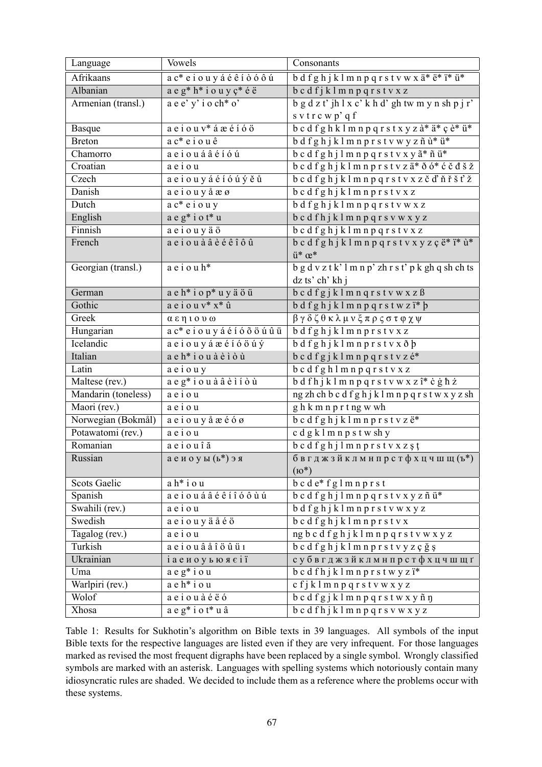| Language | Vowels | Consonants |
|---|---|---|
| Afrikaans | a c* e i o u y á é ê î ò ó ô ú | b d f g h j k l m n p q r s t v w x ä* ë* ï* ü* |
| Albanian | a e g* h* i o u y ç* é ë | b c d f j k l m n p q r s t v x z |
| Armenian (transl.) | a e e' y' i o ch* o' | b g d z t' jh l x c' k h d' gh tw m y n sh p j r' s v t r c w p' q f |
| Basque | a e i o u v* á æ é í ó ö | b c d f g h k l m n p q r s t x y z à* ä* ç è* ü* |
| Breton | a c* e i o u ê | b d f g h j k l m n p q r s t v w y z ñ ù* ü* |
| Chamorro | a e i o u á â é í ó ú | b c d f g h j l m n p q r s t v x y ã* ñ ü* |
| Croatian | a e i o u | b c d f g h j k l m n p r s t v z ä* ð ó* ć č đ š ž |
| Czech | a e i o u y á é í ó ú ý ě ů | b c d f g h j k l m n p q r s t v x z č ď ň ř š ť ž |
| Danish | a e i o u y å æ ø | b c d f g h j k l m n p r s t v x z |
| Dutch | a c* e i o u y | b d f g h j k l m n p q r s t v w x z |
| English | a e g* i o t* u | b c d f h j k l m n p q r s v w x y z |
| Finnish | a e i o u y ä ö | b c d f g h j k l m n p q r s t v x z |
| French | a e i o u à â è é ê î ô û | b c d f g h j k l m n p q r s t v x y z ç ë* ï* ù* ü* œ* |
| Georgian (transl.) | a e i o u h* | b g d v z t k' l m n p' zh r s t' p k gh q sh ch ts dz ts' ch' kh j |
| German | a e h* i o p* u y ä ö ü | b c d f g j k l m n q r s t v w x z ß |
| Gothic | a e i o u v* x* û | b d f g h j k l m n p q r s t w z ï* þ |
| Greek | α ε η ι ο υ ω | β γ δ ζ θ κ λ μ ν ξ π ρ ς σ τ φ χ ψ |
| Hungarian | a c* e i o u y á é í ó õ ö ú û ü | b d f g h j k l m n p r s t v x z |
| Icelandic | a e i o u y á æ é í ó ö ú ý | b d f g h j k l m n p r s t v x ð þ |
| Italian | a e h* i o u à è ì ò ù | b c d f g j k l m n p q r s t v z é* |
| Latin | a e i o u y | b c d f g h l m n p q r s t v x z |
| Maltese (rev.) | a e g* i o u à â è ì í ò ù | b d f h j k l m n p q r s t v w x z î* ċ ġ ħ ż |
| Mandarin (toneless) | a e i o u | ng zh ch b c d f g h j k l m n p q r s t w x y z sh |
| Maori (rev.) | a e i o u | g h k m n p r t ng w wh |
| Norwegian (Bokmål) | a e i o u y å æ é ó ø | b c d f g h j k l m n p r s t v z ë* |
| Potawatomi (rev.) | a e i o u | c d g k l m n p s t w sh y |
| Romanian | a e i o u î ă | b c d f g h j l m n p r s t v x z ş ţ |
| Russian | а е и о у ы (ь*) э я | б в г д ж з й к л м н п р с т ф х ц ч ш щ (ъ*) (ю*) |
| Scots Gaelic | a h* i o u | b c d e* f g l m n p r s t |
| Spanish | a e i o u á â é ê í î ó ô ù ú | b c d f g h j l m n p q r s t v x y z ñ ü* |
| Swahili (rev.) | a e i o u | b d f g h j k l m n p r s t v w x y z |
| Swedish | a e i o u y ä å é ö | b c d f g h j k l m n p r s t v x |
| Tagalog (rev.) | a e i o u | ng b c d f g h j k l m n p q r s t v w x y z |
| Turkish | a e i o u â å î ö û ü ı | b c d f g h j k l m n p r s t v y z ç ğ ş |
| Ukrainian | і а е и о у ь ю я є і ї | с у б в г д ж з й к л м н п р с т ф х ц ч ш щ ґ |
| Uma | a e g* i o u | b c d f h j k l m n p r s t w y z ï* |
| Warlpiri (rev.) | a e h* i o u | c f j k l m n p q r s t v w x y z |
| Wolof | a e i o u à é ë ó | b c d f g j k l m n p q r s t w x y ñ ŋ |
| Xhosa | a e g* i o t* u â | b c d f h j k l m n p q r s v w x y z |

Table 1: Results for Sukhotin's algorithm on Bible texts in 39 languages. All symbols of the input Bible texts for the respective languages are listed even if they are very infrequent. For those languages marked as revised the most frequent digraphs have been replaced by a single symbol. Wrongly classified symbols are marked with an asterisk. Languages with spelling systems which notoriously contain many idiosyncratic rules are shaded. We decided to include them as a reference where the problems occur with these systems.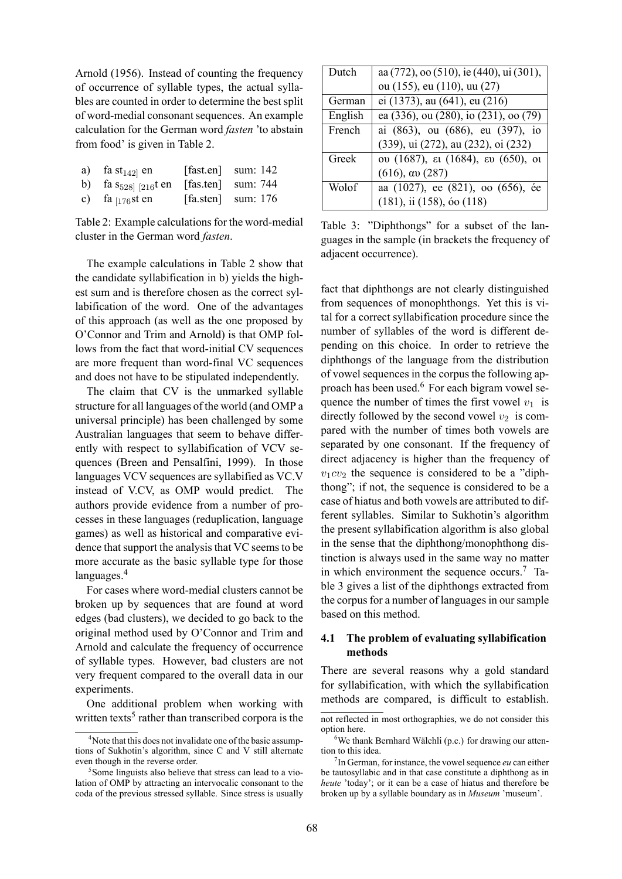Arnold (1956). Instead of counting the frequency of occurrence of syllable types, the actual syllables are counted in order to determine the best split of word-medial consonant sequences. An example calculation for the German word *fasten* 'to abstain from food' is given in Table 2.

| | | | |
|---|---|---|---|
| a) | fa $\text{st}_{142]}$ en | [fast.en] | sum: 142 |
| b) | fa $\text{s}_{528]}$ $_{[216}$t en | [fas.ten] | sum: 744 |
| c) | fa $_{[176}$st en | [fa.sten] | sum: 176 |

Table 2: Example calculations for the word-medial cluster in the German word *fasten*.

The example calculations in Table 2 show that the candidate syllabification in b) yields the highest sum and is therefore chosen as the correct syllabification of the word. One of the advantages of this approach (as well as the one proposed by O'Connor and Trim and Arnold) is that OMP follows from the fact that word-initial CV sequences are more frequent than word-final VC sequences and does not have to be stipulated independently.

The claim that CV is the unmarked syllable structure for all languages of the world (and OMP a universal principle) has been challenged by some Australian languages that seem to behave differently with respect to syllabification of VCV sequences (Breen and Pensalfini, 1999). In those languages VCV sequences are syllabified as VC.V instead of V.CV, as OMP would predict. The authors provide evidence from a number of processes in these languages (reduplication, language games) as well as historical and comparative evidence that support the analysis that VC seems to be more accurate as the basic syllable type for those languages.[4]

For cases where word-medial clusters cannot be broken up by sequences that are found at word edges (bad clusters), we decided to go back to the original method used by O'Connor and Trim and Arnold and calculate the frequency of occurrence of syllable types. However, bad clusters are not very frequent compared to the overall data in our experiments.

One additional problem when working with written texts[5] rather than transcribed corpora is the fact that diphthongs are not clearly distinguished from sequences of monophthongs. Yet this is vital for a correct syllabification procedure since the number of syllables of the word is different depending on this choice. In order to retrieve the diphthongs of the language from the distribution of vowel sequences in the corpus the following approach has been used.[6] For each bigram vowel sequence the number of times the first vowel $v_1$ is directly followed by the second vowel $v_2$ is compared with the number of times both vowels are separated by one consonant. If the frequency of direct adjacency is higher than the frequency of $v_1cv_2$ the sequence is considered to be a "diphthong"; if not, the sequence is considered to be a case of hiatus and both vowels are attributed to different syllables. Similar to Sukhotin's algorithm the present syllabification algorithm is also global in the sense that the diphthong/monophthong distinction is always used in the same way no matter in which environment the sequence occurs.[7] Table 3 gives a list of the diphthongs extracted from the corpus for a number of languages in our sample based on this method.

| | |
|---|---|
| Dutch | aa (772), oo (510), ie (440), ui (301), ou (155), eu (110), uu (27) |
| German | ei (1373), au (641), eu (216) |
| English | ea (336), ou (280), io (231), oo (79) |
| French | ai (863), ou (686), eu (397), io (339), ui (272), au (232), oi (232) |
| Greek | ου (1687), ει (1684), ευ (650), οι (616), αυ (287) |
| Wolof | aa (1027), ee (821), oo (656), ée (181), ii (158), óo (118) |

Table 3: "Diphthongs" for a subset of the languages in the sample (in brackets the frequency of adjacent occurrence).

### 4.1 The problem of evaluating syllabification methods

There are several reasons why a gold standard for syllabification, with which the syllabification methods are compared, is difficult to establish.

---

[4] Note that this does not invalidate one of the basic assumptions of Sukhotin's algorithm, since C and V still alternate even though in the reverse order.

[5] Some linguists also believe that stress can lead to a violation of OMP by attracting an intervocalic consonant to the coda of the previous stressed syllable. Since stress is usually not reflected in most orthographies, we do not consider this option here.

[6] We thank Bernhard Wälchli (p.c.) for drawing our attention to this idea.

[7] In German, for instance, the vowel sequence *eu* can either be tautosyllabic and in that case constitute a diphthong as in *heute* 'today'; or it can be a case of hiatus and therefore be broken up by a syllable boundary as in *Museum* 'museum'.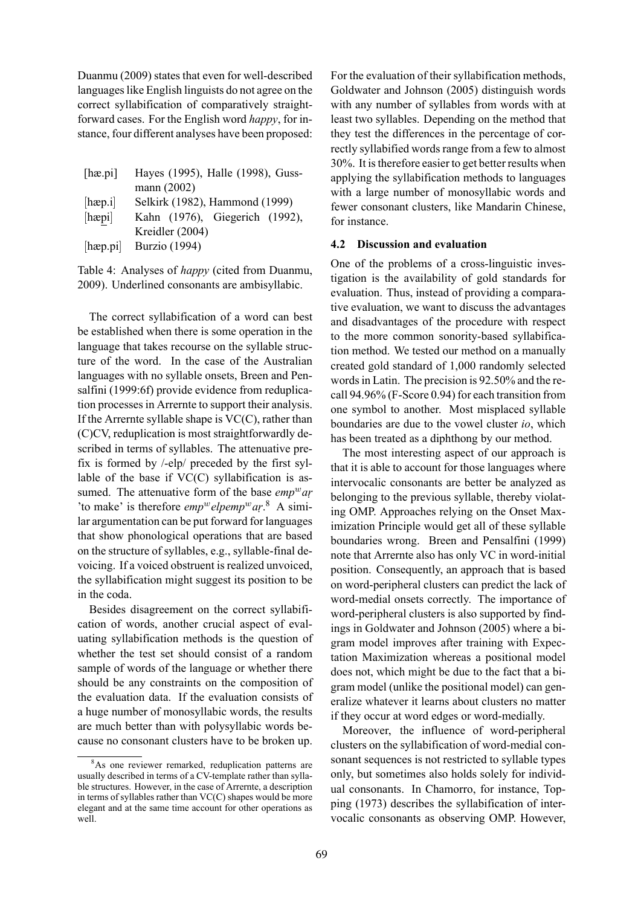Duanmu (2009) states that even for well-described languages like English linguists do not agree on the correct syllabification of comparatively straightforward cases. For the English word *happy*, for instance, four different analyses have been proposed:

| | |
|---|---|
| [hæ.pi] | Hayes (1995), Halle (1998), Gussmann (2002) |
| [hæp.i] | Selkirk (1982), Hammond (1999) |
| [hæpi] | Kahn (1976), Giegerich (1992), Kreidler (2004) |
| [hæp.pi] | Burzio (1994) |

Table 4: Analyses of *happy* (cited from Duanmu, 2009). Underlined consonants are ambisyllabic.

The correct syllabification of a word can best be established when there is some operation in the language that takes recourse on the syllable structure of the word. In the case of the Australian languages with no syllable onsets, Breen and Pensalfini (1999:6f) provide evidence from reduplication processes in Arrernte to support their analysis. If the Arrernte syllable shape is VC(C), rather than (C)CV, reduplication is most straightforwardly described in terms of syllables. The attenuative prefix is formed by /-elp/ preceded by the first syllable of the base if VC(C) syllabification is assumed. The attenuative form of the base *emp$^w$aṛ* 'to make' is therefore *emp$^w$elpemp$^w$aṛ*.[8] A similar argumentation can be put forward for languages that show phonological operations that are based on the structure of syllables, e.g., syllable-final devoicing. If a voiced obstruent is realized unvoiced, the syllabification might suggest its position to be in the coda.

Besides disagreement on the correct syllabification of words, another crucial aspect of evaluating syllabification methods is the question of whether the test set should consist of a random sample of words of the language or whether there should be any constraints on the composition of the evaluation data. If the evaluation consists of a huge number of monosyllabic words, the results are much better than with polysyllabic words because no consonant clusters have to be broken up. For the evaluation of their syllabification methods, Goldwater and Johnson (2005) distinguish words with any number of syllables from words with at least two syllables. Depending on the method that they test the differences in the percentage of correctly syllabified words range from a few to almost 30%. It is therefore easier to get better results when applying the syllabification methods to languages with a large number of monosyllabic words and fewer consonant clusters, like Mandarin Chinese, for instance.

### 4.2 Discussion and evaluation

One of the problems of a cross-linguistic investigation is the availability of gold standards for evaluation. Thus, instead of providing a comparative evaluation, we want to discuss the advantages and disadvantages of the procedure with respect to the more common sonority-based syllabification method. We tested our method on a manually created gold standard of 1,000 randomly selected words in Latin. The precision is 92.50% and the recall 94.96% (F-Score 0.94) for each transition from one symbol to another. Most misplaced syllable boundaries are due to the vowel cluster *io*, which has been treated as a diphthong by our method.

The most interesting aspect of our approach is that it is able to account for those languages where intervocalic consonants are better be analyzed as belonging to the previous syllable, thereby violating OMP. Approaches relying on the Onset Maximization Principle would get all of these syllable boundaries wrong. Breen and Pensalfini (1999) note that Arrernte also has only VC in word-initial position. Consequently, an approach that is based on word-peripheral clusters can predict the lack of word-medial onsets correctly. The importance of word-peripheral clusters is also supported by findings in Goldwater and Johnson (2005) where a bigram model improves after training with Expectation Maximization whereas a positional model does not, which might be due to the fact that a bigram model (unlike the positional model) can generalize whatever it learns about clusters no matter if they occur at word edges or word-medially.

Moreover, the influence of word-peripheral clusters on the syllabification of word-medial consonant sequences is not restricted to syllable types only, but sometimes also holds solely for individual consonants. In Chamorro, for instance, Topping (1973) describes the syllabification of intervocalic consonants as observing OMP. However,

[8] As one reviewer remarked, reduplication patterns are usually described in terms of a CV-template rather than syllable structures. However, in the case of Arrernte, a description in terms of syllables rather than VC(C) shapes would be more elegant and at the same time account for other operations as well.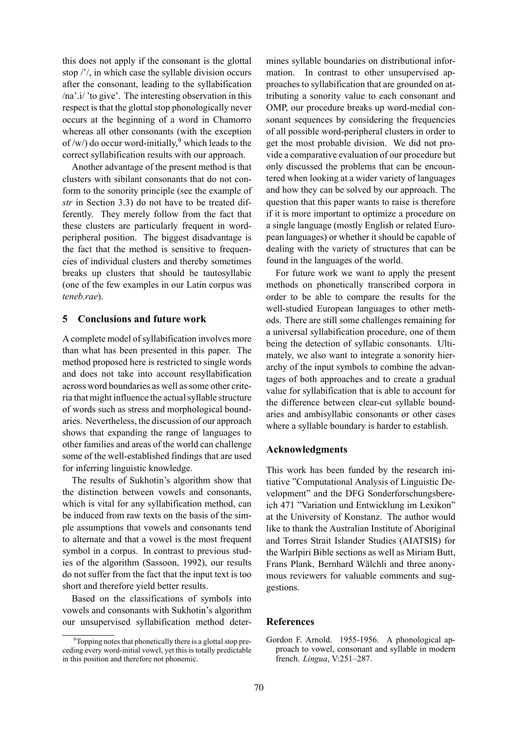this does not apply if the consonant is the glottal stop /'/, in which case the syllable division occurs after the consonant, leading to the syllabification /na'.i/ 'to give'. The interesting observation in this respect is that the glottal stop phonologically never occurs at the beginning of a word in Chamorro whereas all other consonants (with the exception of /w/) do occur word-initially,[9] which leads to the correct syllabification results with our approach.

Another advantage of the present method is that clusters with sibilant consonants that do not conform to the sonority principle (see the example of *str* in Section 3.3) do not have to be treated differently. They merely follow from the fact that these clusters are particularly frequent in word-peripheral position. The biggest disadvantage is the fact that the method is sensitive to frequencies of individual clusters and thereby sometimes breaks up clusters that should be tautosyllabic (one of the few examples in our Latin corpus was *teneb.rae*).

## 5 Conclusions and future work

A complete model of syllabification involves more than what has been presented in this paper. The method proposed here is restricted to single words and does not take into account resyllabification across word boundaries as well as some other criteria that might influence the actual syllable structure of words such as stress and morphological boundaries. Nevertheless, the discussion of our approach shows that expanding the range of languages to other families and areas of the world can challenge some of the well-established findings that are used for inferring linguistic knowledge.

The results of Sukhotin's algorithm show that the distinction between vowels and consonants, which is vital for any syllabification method, can be induced from raw texts on the basis of the simple assumptions that vowels and consonants tend to alternate and that a vowel is the most frequent symbol in a corpus. In contrast to previous studies of the algorithm (Sassoon, 1992), our results do not suffer from the fact that the input text is too short and therefore yield better results.

Based on the classifications of symbols into vowels and consonants with Sukhotin's algorithm our unsupervised syllabification method determines syllable boundaries on distributional information. In contrast to other unsupervised approaches to syllabification that are grounded on attributing a sonority value to each consonant and OMP, our procedure breaks up word-medial consonant sequences by considering the frequencies of all possible word-peripheral clusters in order to get the most probable division. We did not provide a comparative evaluation of our procedure but only discussed the problems that can be encountered when looking at a wider variety of languages and how they can be solved by our approach. The question that this paper wants to raise is therefore if it is more important to optimize a procedure on a single language (mostly English or related European languages) or whether it should be capable of dealing with the variety of structures that can be found in the languages of the world.

For future work we want to apply the present methods on phonetically transcribed corpora in order to be able to compare the results for the well-studied European languages to other methods. There are still some challenges remaining for a universal syllabification procedure, one of them being the detection of syllabic consonants. Ultimately, we also want to integrate a sonority hierarchy of the input symbols to combine the advantages of both approaches and to create a gradual value for syllabification that is able to account for the difference between clear-cut syllable boundaries and ambisyllabic consonants or other cases where a syllable boundary is harder to establish.

## Acknowledgments

This work has been funded by the research initiative "Computational Analysis of Linguistic Development" and the DFG Sonderforschungsbereich 471 "Variation und Entwicklung im Lexikon" at the University of Konstanz. The author would like to thank the Australian Institute of Aboriginal and Torres Strait Islander Studies (AIATSIS) for the Warlpiri Bible sections as well as Miriam Butt, Frans Plank, Bernhard Wälchli and three anonymous reviewers for valuable comments and suggestions.

## References

Gordon F. Arnold. 1955-1956. A phonological approach to vowel, consonant and syllable in modern french. *Lingua*, V:251–287.

[9] Topping notes that phonetically there is a glottal stop preceding every word-initial vowel, yet this is totally predictable in this position and therefore not phonemic.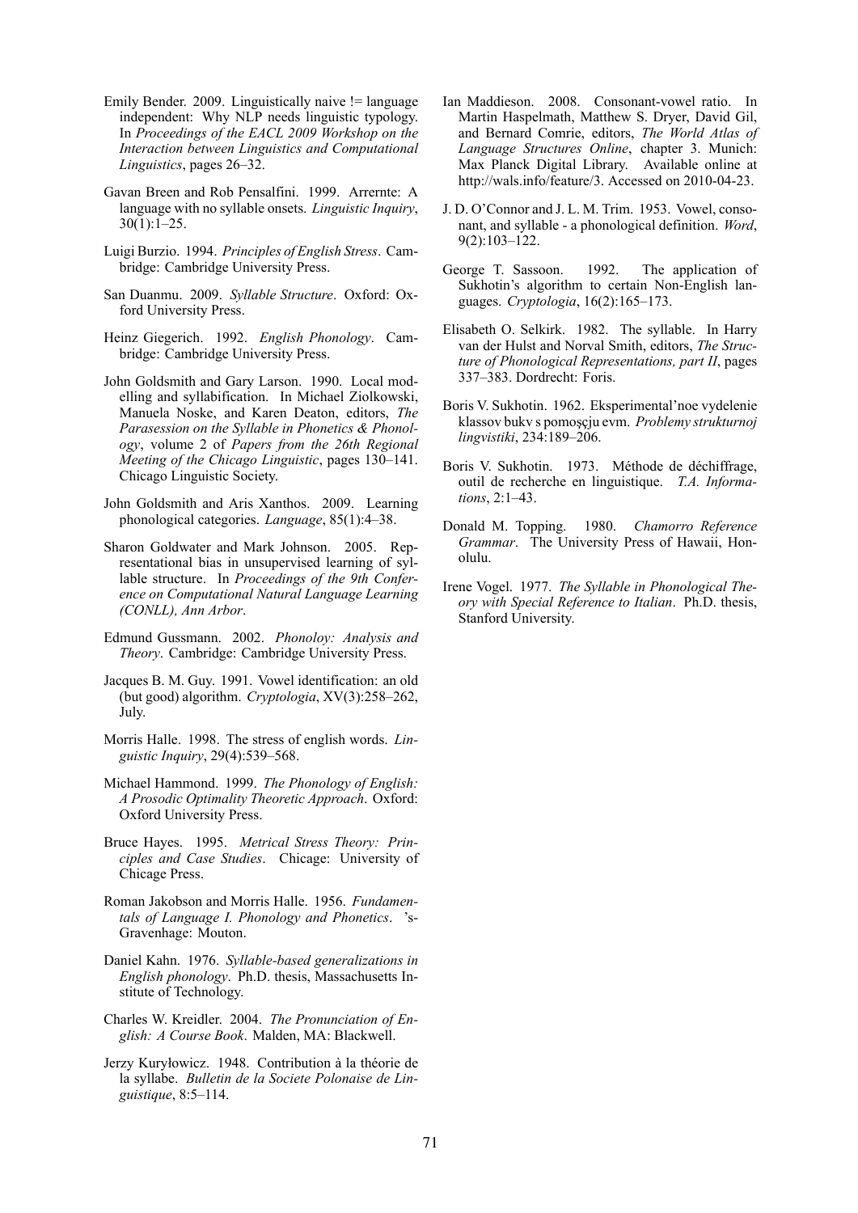Emily Bender. 2009. Linguistically naive != language independent: Why NLP needs linguistic typology. In *Proceedings of the EACL 2009 Workshop on the Interaction between Linguistics and Computational Linguistics*, pages 26–32.

Gavan Breen and Rob Pensalfini. 1999. Arrernte: A language with no syllable onsets. *Linguistic Inquiry*, 30(1):1–25.

Luigi Burzio. 1994. *Principles of English Stress*. Cambridge: Cambridge University Press.

San Duanmu. 2009. *Syllable Structure*. Oxford: Oxford University Press.

Heinz Giegerich. 1992. *English Phonology*. Cambridge: Cambridge University Press.

John Goldsmith and Gary Larson. 1990. Local modelling and syllabification. In Michael Ziolkowski, Manuela Noske, and Karen Deaton, editors, *The Parasession on the Syllable in Phonetics & Phonology*, volume 2 of *Papers from the 26th Regional Meeting of the Chicago Linguistic*, pages 130–141. Chicago Linguistic Society.

John Goldsmith and Aris Xanthos. 2009. Learning phonological categories. *Language*, 85(1):4–38.

Sharon Goldwater and Mark Johnson. 2005. Representational bias in unsupervised learning of syllable structure. In *Proceedings of the 9th Conference on Computational Natural Language Learning (CONLL), Ann Arbor*.

Edmund Gussmann. 2002. *Phonoloy: Analysis and Theory*. Cambridge: Cambridge University Press.

Jacques B. M. Guy. 1991. Vowel identification: an old (but good) algorithm. *Cryptologia*, XV(3):258–262, July.

Morris Halle. 1998. The stress of english words. *Linguistic Inquiry*, 29(4):539–568.

Michael Hammond. 1999. *The Phonology of English: A Prosodic Optimality Theoretic Approach*. Oxford: Oxford University Press.

Bruce Hayes. 1995. *Metrical Stress Theory: Principles and Case Studies*. Chicage: University of Chicage Press.

Roman Jakobson and Morris Halle. 1956. *Fundamentals of Language I. Phonology and Phonetics*. 's-Gravenhage: Mouton.

Daniel Kahn. 1976. *Syllable-based generalizations in English phonology*. Ph.D. thesis, Massachusetts Institute of Technology.

Charles W. Kreidler. 2004. *The Pronunciation of English: A Course Book*. Malden, MA: Blackwell.

Jerzy Kuryłowicz. 1948. Contribution à la théorie de la syllabe. *Bulletin de la Societe Polonaise de Linguistique*, 8:5–114.

Ian Maddieson. 2008. Consonant-vowel ratio. In Martin Haspelmath, Matthew S. Dryer, David Gil, and Bernard Comrie, editors, *The World Atlas of Language Structures Online*, chapter 3. Munich: Max Planck Digital Library. Available online at http://wals.info/feature/3. Accessed on 2010-04-23.

J. D. O'Connor and J. L. M. Trim. 1953. Vowel, consonant, and syllable - a phonological definition. *Word*, 9(2):103–122.

George T. Sassoon. 1992. The application of Sukhotin's algorithm to certain Non-English languages. *Cryptologia*, 16(2):165–173.

Elisabeth O. Selkirk. 1982. The syllable. In Harry van der Hulst and Norval Smith, editors, *The Structure of Phonological Representations, part II*, pages 337–383. Dordrecht: Foris.

Boris V. Sukhotin. 1962. Eksperimental'noe vydelenie klassov bukv s pomoşçju evm. *Problemy strukturnoj lingvistiki*, 234:189–206.

Boris V. Sukhotin. 1973. Méthode de déchiffrage, outil de recherche en linguistique. *T.A. Informations*, 2:1–43.

Donald M. Topping. 1980. *Chamorro Reference Grammar*. The University Press of Hawaii, Honolulu.

Irene Vogel. 1977. *The Syllable in Phonological Theory with Special Reference to Italian*. Ph.D. thesis, Stanford University.